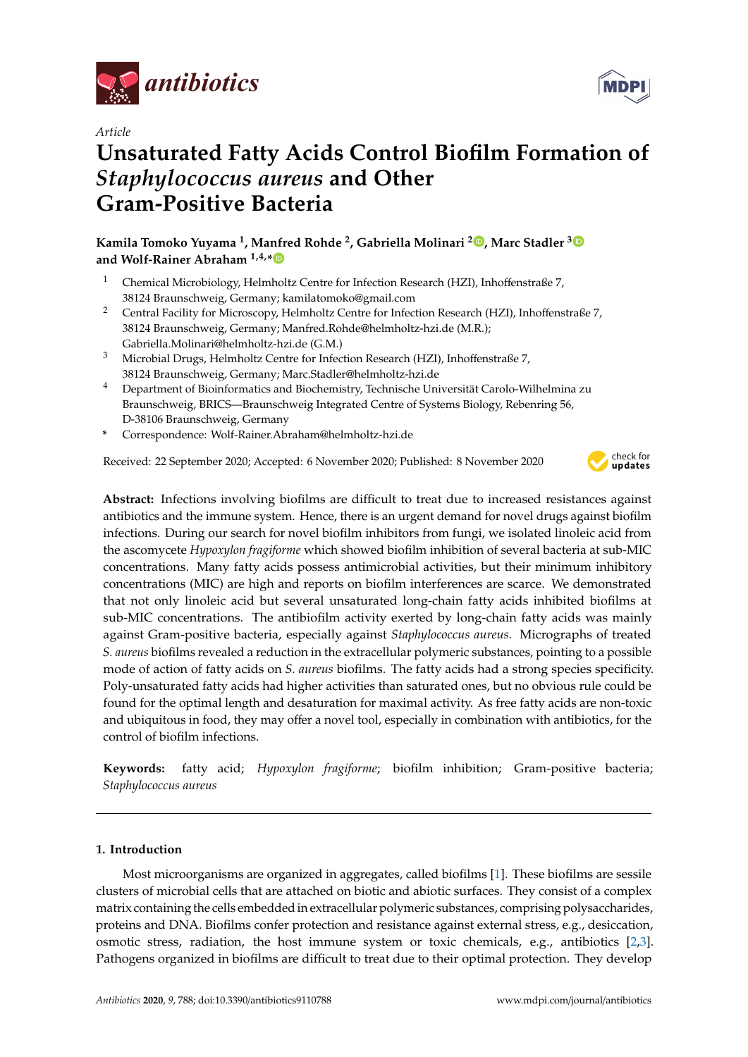*Article*

# Unsaturated Fatty Acids Control Biofilm Formation of *Staphylococcus aureus* and Other Gram-Positive Bacteria

**Kamila Tomoko Yuyama [1], Manfred Rohde [2], Gabriella Molinari [2], Marc Stadler [3] and Wolf-Rainer Abraham [1,4,*]**

[1] Chemical Microbiology, Helmholtz Centre for Infection Research (HZI), Inhoffenstraße 7, 38124 Braunschweig, Germany; kamilatomoko@gmail.com

[2] Central Facility for Microscopy, Helmholtz Centre for Infection Research (HZI), Inhoffenstraße 7, 38124 Braunschweig, Germany; Manfred.Rohde@helmholtz-hzi.de (M.R.); Gabriella.Molinari@helmholtz-hzi.de (G.M.)

[3] Microbial Drugs, Helmholtz Centre for Infection Research (HZI), Inhoffenstraße 7, 38124 Braunschweig, Germany; Marc.Stadler@helmholtz-hzi.de

[4] Department of Bioinformatics and Biochemistry, Technische Universität Carolo-Wilhelmina zu Braunschweig, BRICS—Braunschweig Integrated Centre of Systems Biology, Rebenring 56, D-38106 Braunschweig, Germany

\* Correspondence: Wolf-Rainer.Abraham@helmholtz-hzi.de

Received: 22 September 2020; Accepted: 6 November 2020; Published: 8 November 2020

**Abstract:** Infections involving biofilms are difficult to treat due to increased resistances against antibiotics and the immune system. Hence, there is an urgent demand for novel drugs against biofilm infections. During our search for novel biofilm inhibitors from fungi, we isolated linoleic acid from the ascomycete *Hypoxylon fragiforme* which showed biofilm inhibition of several bacteria at sub-MIC concentrations. Many fatty acids possess antimicrobial activities, but their minimum inhibitory concentrations (MIC) are high and reports on biofilm interferences are scarce. We demonstrated that not only linoleic acid but several unsaturated long-chain fatty acids inhibited biofilms at sub-MIC concentrations. The antibiofilm activity exerted by long-chain fatty acids was mainly against Gram-positive bacteria, especially against *Staphylococcus aureus*. Micrographs of treated *S. aureus* biofilms revealed a reduction in the extracellular polymeric substances, pointing to a possible mode of action of fatty acids on *S. aureus* biofilms. The fatty acids had a strong species specificity. Poly-unsaturated fatty acids had higher activities than saturated ones, but no obvious rule could be found for the optimal length and desaturation for maximal activity. As free fatty acids are non-toxic and ubiquitous in food, they may offer a novel tool, especially in combination with antibiotics, for the control of biofilm infections.

**Keywords:** fatty acid; *Hypoxylon fragiforme*; biofilm inhibition; Gram-positive bacteria; *Staphylococcus aureus*

## 1. Introduction

Most microorganisms are organized in aggregates, called biofilms [1]. These biofilms are sessile clusters of microbial cells that are attached on biotic and abiotic surfaces. They consist of a complex matrix containing the cells embedded in extracellular polymeric substances, comprising polysaccharides, proteins and DNA. Biofilms confer protection and resistance against external stress, e.g., desiccation, osmotic stress, radiation, the host immune system or toxic chemicals, e.g., antibiotics [2,3]. Pathogens organized in biofilms are difficult to treat due to their optimal protection. They develop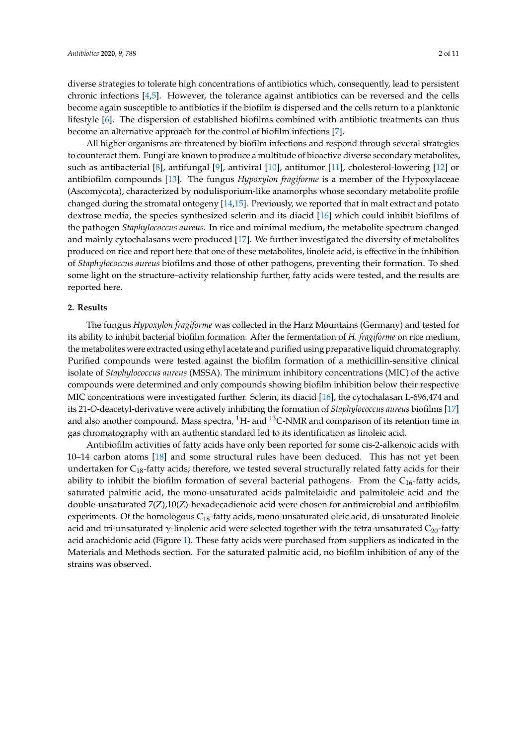diverse strategies to tolerate high concentrations of antibiotics which, consequently, lead to persistent chronic infections [4,5]. However, the tolerance against antibiotics can be reversed and the cells become again susceptible to antibiotics if the biofilm is dispersed and the cells return to a planktonic lifestyle [6]. The dispersion of established biofilms combined with antibiotic treatments can thus become an alternative approach for the control of biofilm infections [7].

All higher organisms are threatened by biofilm infections and respond through several strategies to counteract them. Fungi are known to produce a multitude of bioactive diverse secondary metabolites, such as antibacterial [8], antifungal [9], antiviral [10], antitumor [11], cholesterol-lowering [12] or antibiofilm compounds [13]. The fungus *Hypoxylon fragiforme* is a member of the Hypoxylaceae (Ascomycota), characterized by nodulisporium-like anamorphs whose secondary metabolite profile changed during the stromatal ontogeny [14,15]. Previously, we reported that in malt extract and potato dextrose media, the species synthesized sclerin and its diacid [16] which could inhibit biofilms of the pathogen *Staphylococcus aureus.* In rice and minimal medium, the metabolite spectrum changed and mainly cytochalasans were produced [17]. We further investigated the diversity of metabolites produced on rice and report here that one of these metabolites, linoleic acid, is effective in the inhibition of *Staphylococcus aureus* biofilms and those of other pathogens, preventing their formation. To shed some light on the structure–activity relationship further, fatty acids were tested, and the results are reported here.

## 2. Results

The fungus *Hypoxylon fragiforme* was collected in the Harz Mountains (Germany) and tested for its ability to inhibit bacterial biofilm formation. After the fermentation of *H. fragiforme* on rice medium, the metabolites were extracted using ethyl acetate and purified using preparative liquid chromatography. Purified compounds were tested against the biofilm formation of a methicillin-sensitive clinical isolate of *Staphylococcus aureus* (MSSA). The minimum inhibitory concentrations (MIC) of the active compounds were determined and only compounds showing biofilm inhibition below their respective MIC concentrations were investigated further. Sclerin, its diacid [16], the cytochalasan L-696,474 and its 21-*O*-deacetyl-derivative were actively inhibiting the formation of *Staphylococcus aureus* biofilms [17] and also another compound. Mass spectra, $^{1}$H- and $^{13}$C-NMR and comparison of its retention time in gas chromatography with an authentic standard led to its identification as linoleic acid.

Antibiofilm activities of fatty acids have only been reported for some cis-2-alkenoic acids with 10–14 carbon atoms [18] and some structural rules have been deduced. This has not yet been undertaken for $C_{18}$-fatty acids; therefore, we tested several structurally related fatty acids for their ability to inhibit the biofilm formation of several bacterial pathogens. From the $C_{16}$-fatty acids, saturated palmitic acid, the mono-unsaturated acids palmitelaidic and palmitoleic acid and the double-unsaturated 7(Z),10(Z)-hexadecadienoic acid were chosen for antimicrobial and antibiofilm experiments. Of the homologous $C_{18}$-fatty acids, mono-unsaturated oleic acid, di-unsaturated linoleic acid and tri-unsaturated γ-linolenic acid were selected together with the tetra-unsaturated $C_{20}$-fatty acid arachidonic acid (Figure 1). These fatty acids were purchased from suppliers as indicated in the Materials and Methods section. For the saturated palmitic acid, no biofilm inhibition of any of the strains was observed.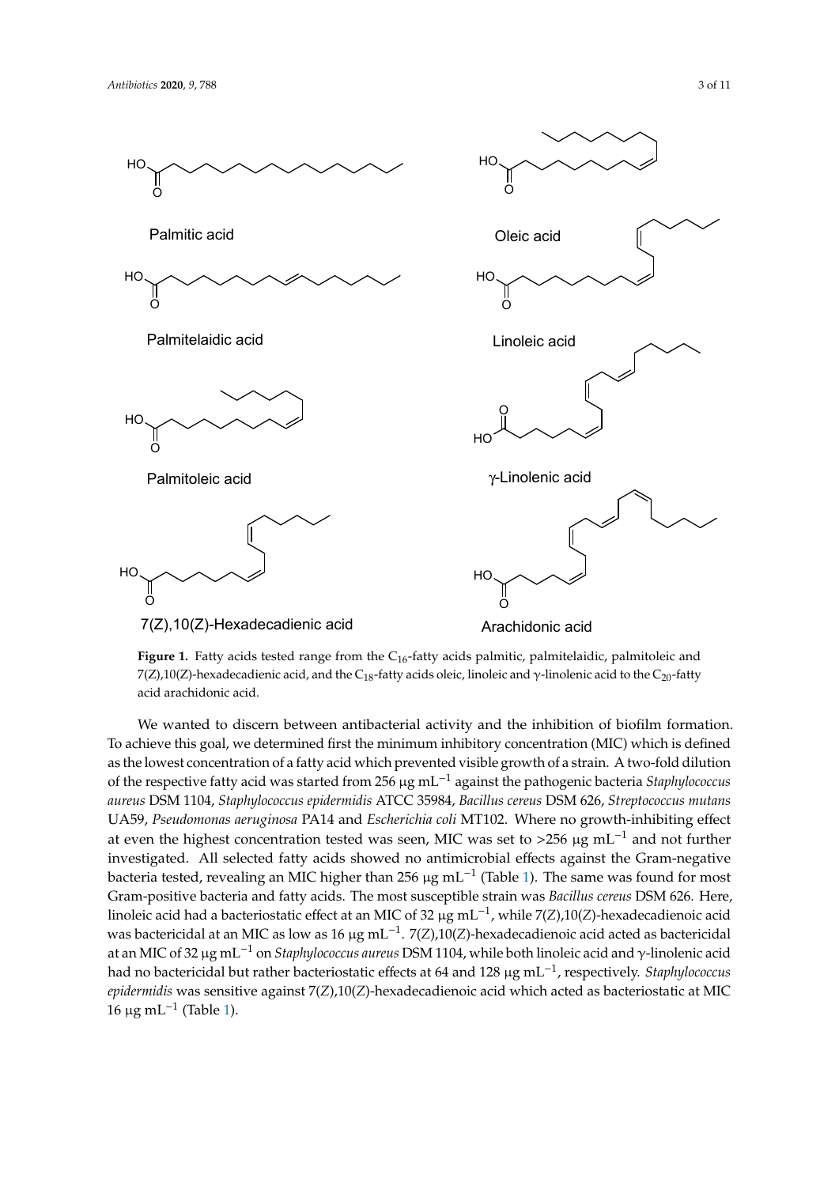**Figure 1.** Fatty acids tested range from the $C_{16}$-fatty acids palmitic, palmitelaidic, palmitoleic and 7(Z),10(Z)-hexadecadienic acid, and the $C_{18}$-fatty acids oleic, linoleic and γ-linolenic acid to the $C_{20}$-fatty acid arachidonic acid.

We wanted to discern between antibacterial activity and the inhibition of biofilm formation. To achieve this goal, we determined first the minimum inhibitory concentration (MIC) which is defined as the lowest concentration of a fatty acid which prevented visible growth of a strain. A two-fold dilution of the respective fatty acid was started from 256 μg $mL^{-1}$ against the pathogenic bacteria *Staphylococcus aureus* DSM 1104, *Staphylococcus epidermidis* ATCC 35984, *Bacillus cereus* DSM 626, *Streptococcus mutans* UA59, *Pseudomonas aeruginosa* PA14 and *Escherichia coli* MT102. Where no growth-inhibiting effect at even the highest concentration tested was seen, MIC was set to >256 μg $mL^{-1}$ and not further investigated. All selected fatty acids showed no antimicrobial effects against the Gram-negative bacteria tested, revealing an MIC higher than 256 μg $mL^{-1}$ (Table 1). The same was found for most Gram-positive bacteria and fatty acids. The most susceptible strain was *Bacillus cereus* DSM 626. Here, linoleic acid had a bacteriostatic effect at an MIC of 32 μg $mL^{-1}$, while 7(*Z*),10(*Z*)-hexadecadienoic acid was bactericidal at an MIC as low as 16 μg $mL^{-1}$. 7(*Z*),10(*Z*)-hexadecadienoic acid acted as bactericidal at an MIC of 32 μg $mL^{-1}$ on *Staphylococcus aureus* DSM 1104, while both linoleic acid and γ-linolenic acid had no bactericidal but rather bacteriostatic effects at 64 and 128 μg $mL^{-1}$, respectively. *Staphylococcus epidermidis* was sensitive against 7(*Z*),10(*Z*)-hexadecadienoic acid which acted as bacteriostatic at MIC 16 μg $mL^{-1}$ (Table 1).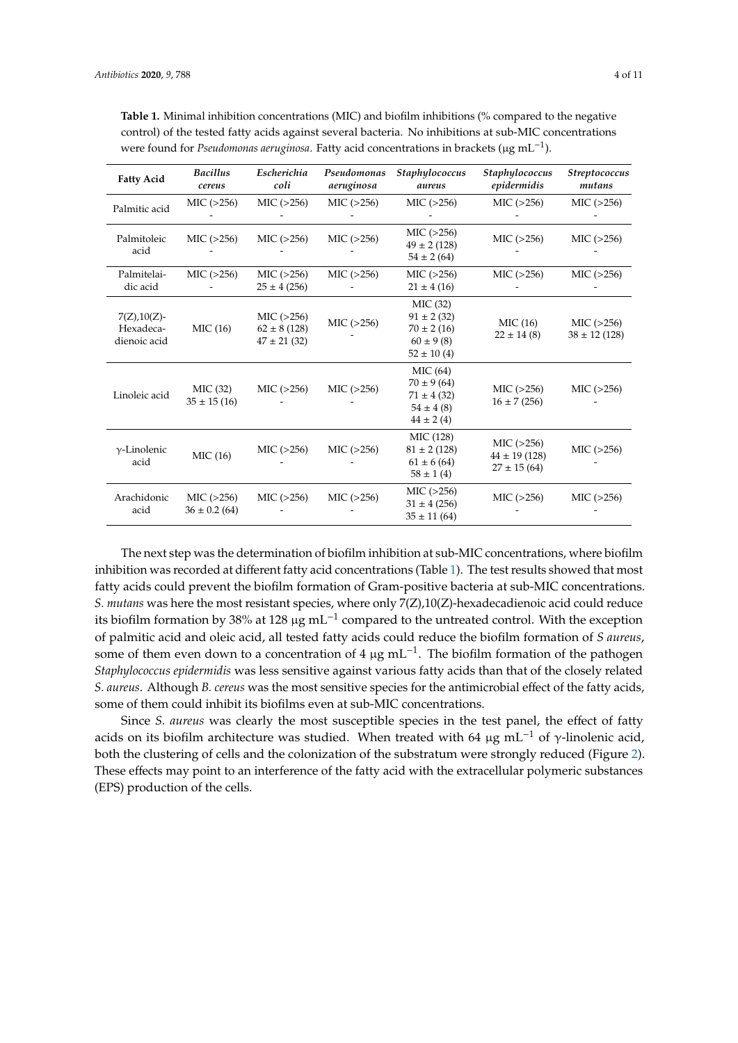**Table 1.** Minimal inhibition concentrations (MIC) and biofilm inhibitions (% compared to the negative control) of the tested fatty acids against several bacteria. No inhibitions at sub-MIC concentrations were found for *Pseudomonas aeruginosa*. Fatty acid concentrations in brackets (μg mL$^{-1}$).

| Fatty Acid | *Bacillus cereus* | *Escherichia coli* | *Pseudomonas aeruginosa* | *Staphylococcus aureus* | *Staphylococcus epidermidis* | *Streptococcus mutans* |
|---|---|---|---|---|---|---|
| Palmitic acid | MIC (>256)<br>- | MIC (>256)<br>- | MIC (>256)<br>- | MIC (>256)<br>- | MIC (>256)<br>- | MIC (>256)<br>- |
| Palmitoleic acid | MIC (>256)<br>- | MIC (>256)<br>- | MIC (>256)<br>- | MIC (>256)<br>49 ± 2 (128)<br>54 ± 2 (64) | MIC (>256)<br>- | MIC (>256)<br>- |
| Palmitelaidic acid | MIC (>256)<br>- | MIC (>256)<br>25 ± 4 (256) | MIC (>256)<br>- | MIC (>256)<br>21 ± 4 (16) | MIC (>256)<br>- | MIC (>256)<br>- |
| 7(Z),10(Z)-Hexadecadienoic acid | MIC (16) | MIC (>256)<br>62 ± 8 (128)<br>47 ± 21 (32) | MIC (>256)<br>- | MIC (32)<br>91 ± 2 (32)<br>70 ± 2 (16)<br>60 ± 9 (8)<br>52 ± 10 (4) | MIC (16)<br>22 ± 14 (8) | MIC (>256)<br>38 ± 12 (128) |
| Linoleic acid | MIC (32)<br>35 ± 15 (16) | MIC (>256)<br>- | MIC (>256)<br>- | MIC (64)<br>70 ± 9 (64)<br>71 ± 4 (32)<br>54 ± 4 (8)<br>44 ± 2 (4) | MIC (>256)<br>16 ± 7 (256) | MIC (>256)<br>- |
| γ-Linolenic acid | MIC (16) | MIC (>256)<br>- | MIC (>256)<br>- | MIC (128)<br>81 ± 2 (128)<br>61 ± 6 (64)<br>58 ± 1 (4) | MIC (>256)<br>44 ± 19 (128)<br>27 ± 15 (64) | MIC (>256)<br>- |
| Arachidonic acid | MIC (>256)<br>36 ± 0.2 (64) | MIC (>256)<br>- | MIC (>256)<br>- | MIC (>256)<br>31 ± 4 (256)<br>35 ± 11 (64) | MIC (>256)<br>- | MIC (>256)<br>- |

The next step was the determination of biofilm inhibition at sub-MIC concentrations, where biofilm inhibition was recorded at different fatty acid concentrations (Table 1). The test results showed that most fatty acids could prevent the biofilm formation of Gram-positive bacteria at sub-MIC concentrations. *S. mutans* was here the most resistant species, where only 7(Z),10(Z)-hexadecadienoic acid could reduce its biofilm formation by 38% at 128 μg mL$^{-1}$ compared to the untreated control. With the exception of palmitic acid and oleic acid, all tested fatty acids could reduce the biofilm formation of *S aureus*, some of them even down to a concentration of 4 μg mL$^{-1}$. The biofilm formation of the pathogen *Staphylococcus epidermidis* was less sensitive against various fatty acids than that of the closely related *S. aureus*. Although *B. cereus* was the most sensitive species for the antimicrobial effect of the fatty acids, some of them could inhibit its biofilms even at sub-MIC concentrations.

Since *S. aureus* was clearly the most susceptible species in the test panel, the effect of fatty acids on its biofilm architecture was studied. When treated with 64 μg mL$^{-1}$ of γ-linolenic acid, both the clustering of cells and the colonization of the substratum were strongly reduced (Figure 2). These effects may point to an interference of the fatty acid with the extracellular polymeric substances (EPS) production of the cells.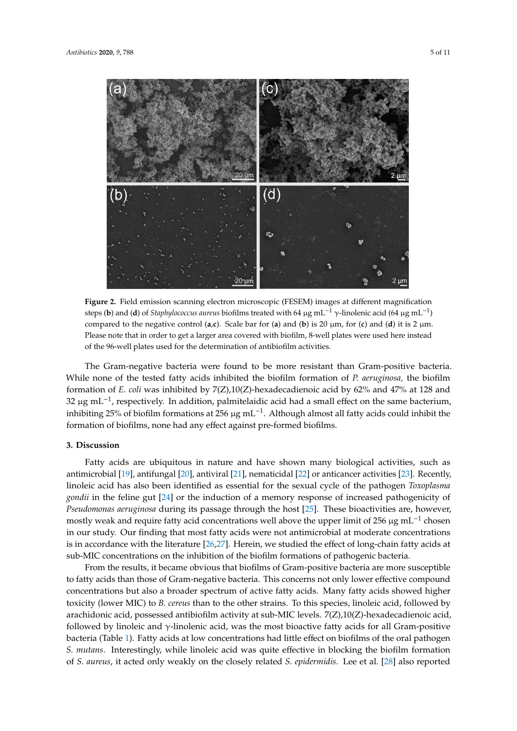**Figure 2.** Field emission scanning electron microscopic (FESEM) images at different magnification steps (**b**) and (**d**) of *Staphylococcus aureus* biofilms treated with 64 μg mL$^{-1}$ γ-linolenic acid (64 μg mL$^{-1}$) compared to the negative control (**a**,**c**). Scale bar for (**a**) and (**b**) is 20 μm, for (**c**) and (**d**) it is 2 μm. Please note that in order to get a larger area covered with biofilm, 8-well plates were used here instead of the 96-well plates used for the determination of antibiofilm activities.

The Gram-negative bacteria were found to be more resistant than Gram-positive bacteria. While none of the tested fatty acids inhibited the biofilm formation of *P. aeruginosa,* the biofilm formation of *E. coli* was inhibited by 7(Z),10(Z)-hexadecadienoic acid by 62% and 47% at 128 and 32 μg mL$^{-1}$, respectively. In addition, palmitelaidic acid had a small effect on the same bacterium, inhibiting 25% of biofilm formations at 256 μg mL$^{-1}$. Although almost all fatty acids could inhibit the formation of biofilms, none had any effect against pre-formed biofilms.

## 3. Discussion

Fatty acids are ubiquitous in nature and have shown many biological activities, such as antimicrobial [19], antifungal [20], antiviral [21], nematicidal [22] or anticancer activities [23]. Recently, linoleic acid has also been identified as essential for the sexual cycle of the pathogen *Toxoplasma gondii* in the feline gut [24] or the induction of a memory response of increased pathogenicity of *Pseudomonas aeruginosa* during its passage through the host [25]. These bioactivities are, however, mostly weak and require fatty acid concentrations well above the upper limit of 256 μg mL$^{-1}$ chosen in our study. Our finding that most fatty acids were not antimicrobial at moderate concentrations is in accordance with the literature [26,27]. Herein, we studied the effect of long-chain fatty acids at sub-MIC concentrations on the inhibition of the biofilm formations of pathogenic bacteria.

From the results, it became obvious that biofilms of Gram-positive bacteria are more susceptible to fatty acids than those of Gram-negative bacteria. This concerns not only lower effective compound concentrations but also a broader spectrum of active fatty acids. Many fatty acids showed higher toxicity (lower MIC) to *B. cereus* than to the other strains. To this species, linoleic acid, followed by arachidonic acid, possessed antibiofilm activity at sub-MIC levels. 7(Z),10(Z)-hexadecadienoic acid, followed by linoleic and γ-linolenic acid, was the most bioactive fatty acids for all Gram-positive bacteria (Table 1). Fatty acids at low concentrations had little effect on biofilms of the oral pathogen *S. mutans*. Interestingly, while linoleic acid was quite effective in blocking the biofilm formation of *S. aureus*, it acted only weakly on the closely related *S. epidermidis*. Lee et al. [28] also reported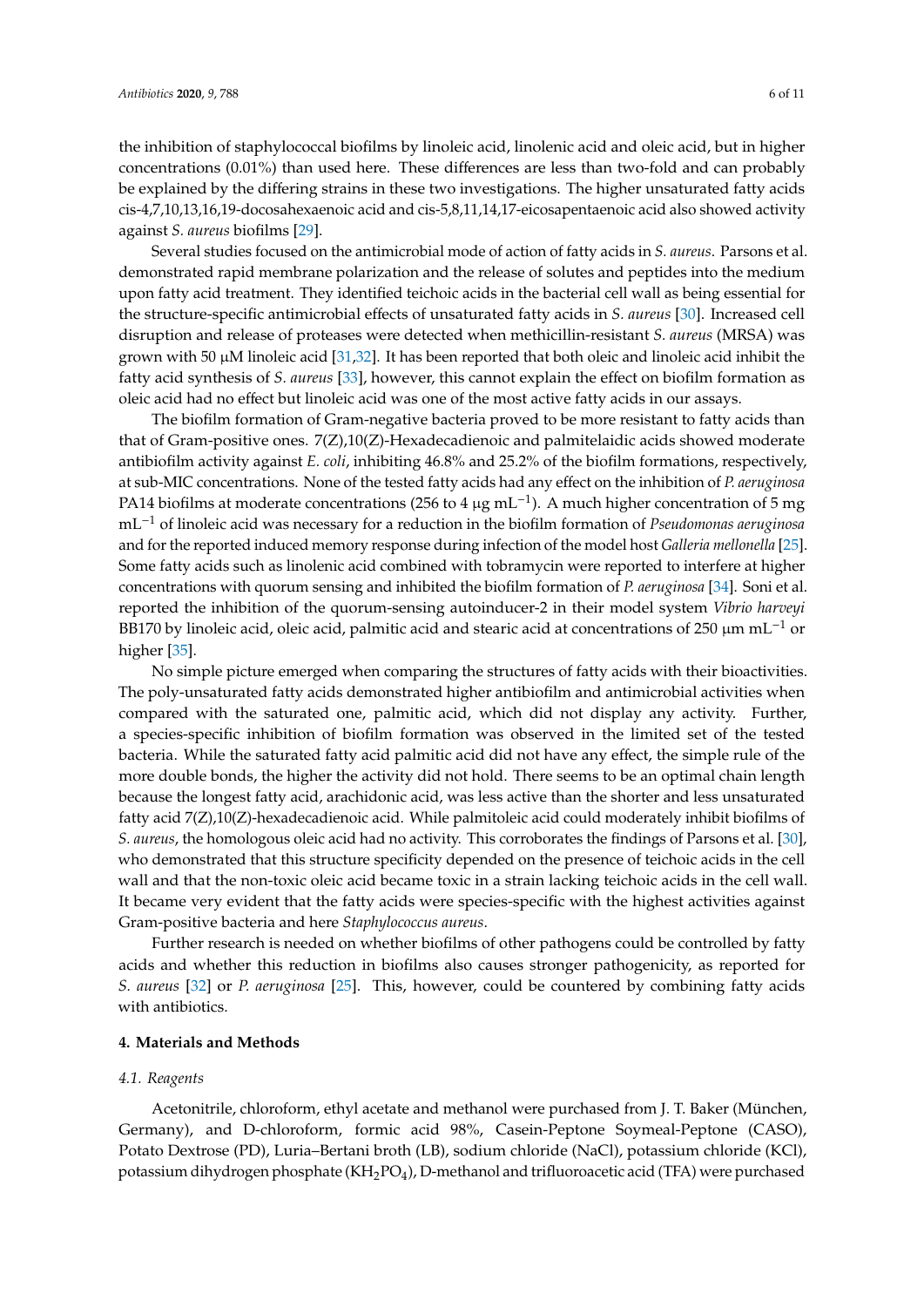the inhibition of staphylococcal biofilms by linoleic acid, linolenic acid and oleic acid, but in higher concentrations (0.01%) than used here. These differences are less than two-fold and can probably be explained by the differing strains in these two investigations. The higher unsaturated fatty acids cis-4,7,10,13,16,19-docosahexaenoic acid and cis-5,8,11,14,17-eicosapentaenoic acid also showed activity against *S. aureus* biofilms [29].

Several studies focused on the antimicrobial mode of action of fatty acids in *S. aureus*. Parsons et al. demonstrated rapid membrane polarization and the release of solutes and peptides into the medium upon fatty acid treatment. They identified teichoic acids in the bacterial cell wall as being essential for the structure-specific antimicrobial effects of unsaturated fatty acids in *S. aureus* [30]. Increased cell disruption and release of proteases were detected when methicillin-resistant *S. aureus* (MRSA) was grown with 50 μM linoleic acid [31,32]. It has been reported that both oleic and linoleic acid inhibit the fatty acid synthesis of *S. aureus* [33], however, this cannot explain the effect on biofilm formation as oleic acid had no effect but linoleic acid was one of the most active fatty acids in our assays.

The biofilm formation of Gram-negative bacteria proved to be more resistant to fatty acids than that of Gram-positive ones. 7(Z),10(Z)-Hexadecadienoic and palmitelaidic acids showed moderate antibiofilm activity against *E. coli*, inhibiting 46.8% and 25.2% of the biofilm formations, respectively, at sub-MIC concentrations. None of the tested fatty acids had any effect on the inhibition of *P. aeruginosa* PA14 biofilms at moderate concentrations (256 to 4 μg $mL^{-1}$). A much higher concentration of 5 mg $mL^{-1}$ of linoleic acid was necessary for a reduction in the biofilm formation of *Pseudomonas aeruginosa* and for the reported induced memory response during infection of the model host *Galleria mellonella* [25]. Some fatty acids such as linolenic acid combined with tobramycin were reported to interfere at higher concentrations with quorum sensing and inhibited the biofilm formation of *P. aeruginosa* [34]. Soni et al. reported the inhibition of the quorum-sensing autoinducer-2 in their model system *Vibrio harveyi* BB170 by linoleic acid, oleic acid, palmitic acid and stearic acid at concentrations of 250 μm $mL^{-1}$ or higher [35].

No simple picture emerged when comparing the structures of fatty acids with their bioactivities. The poly-unsaturated fatty acids demonstrated higher antibiofilm and antimicrobial activities when compared with the saturated one, palmitic acid, which did not display any activity. Further, a species-specific inhibition of biofilm formation was observed in the limited set of the tested bacteria. While the saturated fatty acid palmitic acid did not have any effect, the simple rule of the more double bonds, the higher the activity did not hold. There seems to be an optimal chain length because the longest fatty acid, arachidonic acid, was less active than the shorter and less unsaturated fatty acid 7(Z),10(Z)-hexadecadienoic acid. While palmitoleic acid could moderately inhibit biofilms of *S. aureus*, the homologous oleic acid had no activity. This corroborates the findings of Parsons et al. [30], who demonstrated that this structure specificity depended on the presence of teichoic acids in the cell wall and that the non-toxic oleic acid became toxic in a strain lacking teichoic acids in the cell wall. It became very evident that the fatty acids were species-specific with the highest activities against Gram-positive bacteria and here *Staphylococcus aureus*.

Further research is needed on whether biofilms of other pathogens could be controlled by fatty acids and whether this reduction in biofilms also causes stronger pathogenicity, as reported for *S. aureus* [32] or *P. aeruginosa* [25]. This, however, could be countered by combining fatty acids with antibiotics.

## 4. Materials and Methods

### 4.1. Reagents

Acetonitrile, chloroform, ethyl acetate and methanol were purchased from J. T. Baker (München, Germany), and D-chloroform, formic acid 98%, Casein-Peptone Soymeal-Peptone (CASO), Potato Dextrose (PD), Luria–Bertani broth (LB), sodium chloride (NaCl), potassium chloride (KCl), potassium dihydrogen phosphate ($KH_2PO_4$), D-methanol and trifluoroacetic acid (TFA) were purchased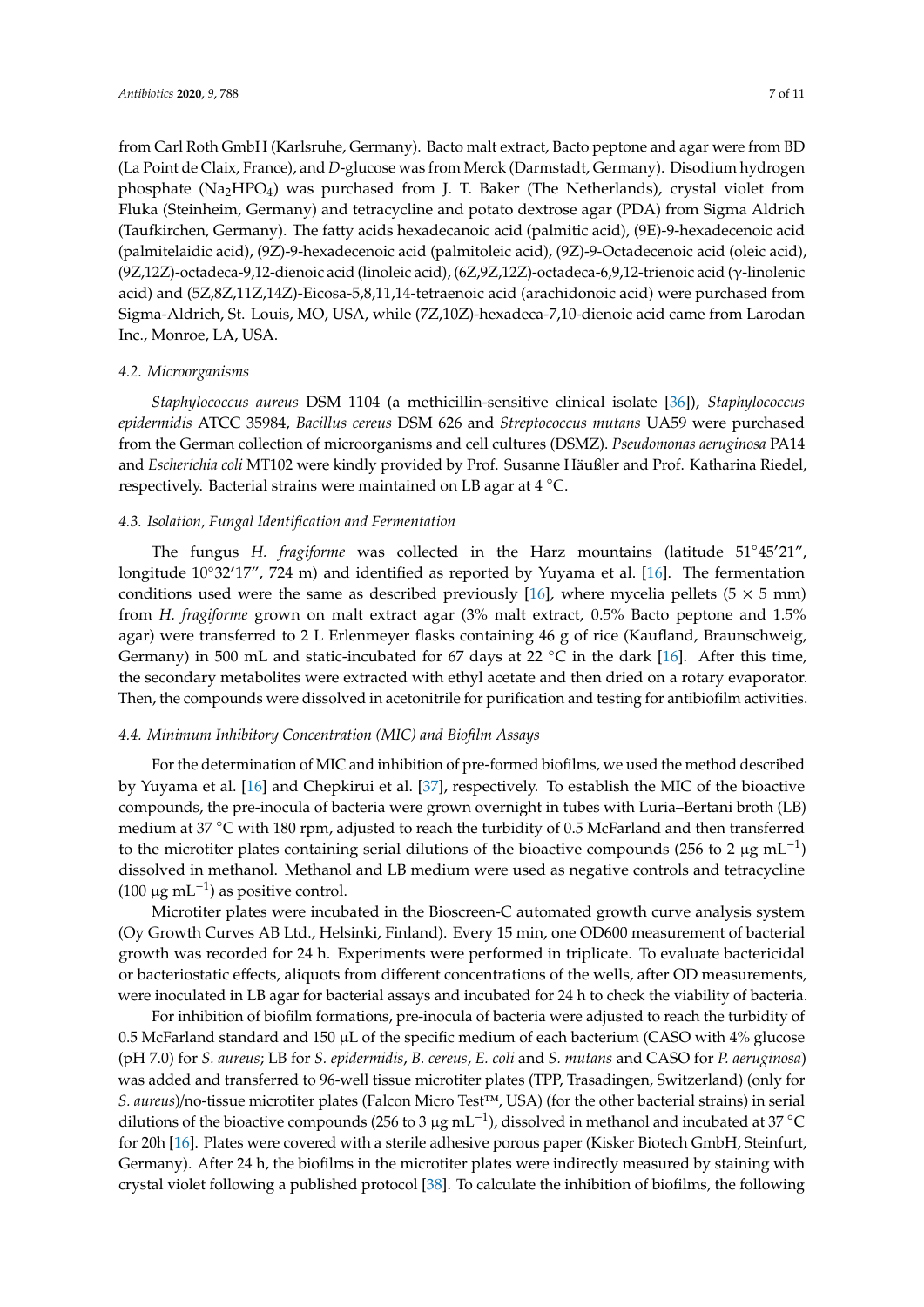from Carl Roth GmbH (Karlsruhe, Germany). Bacto malt extract, Bacto peptone and agar were from BD (La Point de Claix, France), and *D*-glucose was from Merck (Darmstadt, Germany). Disodium hydrogen phosphate ($Na_2HPO_4$) was purchased from J. T. Baker (The Netherlands), crystal violet from Fluka (Steinheim, Germany) and tetracycline and potato dextrose agar (PDA) from Sigma Aldrich (Taufkirchen, Germany). The fatty acids hexadecanoic acid (palmitic acid), (9E)-9-hexadecenoic acid (palmitelaidic acid), (9Z)-9-hexadecenoic acid (palmitoleic acid), (9Z)-9-Octadecenoic acid (oleic acid), (9Z,12Z)-octadeca-9,12-dienoic acid (linoleic acid), (6Z,9Z,12Z)-octadeca-6,9,12-trienoic acid (γ-linolenic acid) and (5Z,8Z,11Z,14Z)-Eicosa-5,8,11,14-tetraenoic acid (arachidonoic acid) were purchased from Sigma-Aldrich, St. Louis, MO, USA, while (7Z,10Z)-hexadeca-7,10-dienoic acid came from Larodan Inc., Monroe, LA, USA.

### 4.2. Microorganisms

*Staphylococcus aureus* DSM 1104 (a methicillin-sensitive clinical isolate [36]), *Staphylococcus epidermidis* ATCC 35984, *Bacillus cereus* DSM 626 and *Streptococcus mutans* UA59 were purchased from the German collection of microorganisms and cell cultures (DSMZ). *Pseudomonas aeruginosa* PA14 and *Escherichia coli* MT102 were kindly provided by Prof. Susanne Häußler and Prof. Katharina Riedel, respectively. Bacterial strains were maintained on LB agar at 4 °C.

### 4.3. Isolation, Fungal Identification and Fermentation

The fungus *H. fragiforme* was collected in the Harz mountains (latitude 51°45′21″, longitude 10°32′17″, 724 m) and identified as reported by Yuyama et al. [16]. The fermentation conditions used were the same as described previously [16], where mycelia pellets (5 × 5 mm) from *H. fragiforme* grown on malt extract agar (3% malt extract, 0.5% Bacto peptone and 1.5% agar) were transferred to 2 L Erlenmeyer flasks containing 46 g of rice (Kaufland, Braunschweig, Germany) in 500 mL and static-incubated for 67 days at 22 °C in the dark [16]. After this time, the secondary metabolites were extracted with ethyl acetate and then dried on a rotary evaporator. Then, the compounds were dissolved in acetonitrile for purification and testing for antibiofilm activities.

### 4.4. Minimum Inhibitory Concentration (MIC) and Biofilm Assays

For the determination of MIC and inhibition of pre-formed biofilms, we used the method described by Yuyama et al. [16] and Chepkirui et al. [37], respectively. To establish the MIC of the bioactive compounds, the pre-inocula of bacteria were grown overnight in tubes with Luria–Bertani broth (LB) medium at 37 °C with 180 rpm, adjusted to reach the turbidity of 0.5 McFarland and then transferred to the microtiter plates containing serial dilutions of the bioactive compounds (256 to 2 μg $mL^{-1}$) dissolved in methanol. Methanol and LB medium were used as negative controls and tetracycline (100 μg $mL^{-1}$) as positive control.

Microtiter plates were incubated in the Bioscreen-C automated growth curve analysis system (Oy Growth Curves AB Ltd., Helsinki, Finland). Every 15 min, one OD600 measurement of bacterial growth was recorded for 24 h. Experiments were performed in triplicate. To evaluate bactericidal or bacteriostatic effects, aliquots from different concentrations of the wells, after OD measurements, were inoculated in LB agar for bacterial assays and incubated for 24 h to check the viability of bacteria.

For inhibition of biofilm formations, pre-inocula of bacteria were adjusted to reach the turbidity of 0.5 McFarland standard and 150 μL of the specific medium of each bacterium (CASO with 4% glucose (pH 7.0) for *S. aureus*; LB for *S. epidermidis*, *B. cereus*, *E. coli* and *S. mutans* and CASO for *P. aeruginosa*) was added and transferred to 96-well tissue microtiter plates (TPP, Trasadingen, Switzerland) (only for *S. aureus*)/no-tissue microtiter plates (Falcon Micro Test™, USA) (for the other bacterial strains) in serial dilutions of the bioactive compounds (256 to 3 μg $mL^{-1}$), dissolved in methanol and incubated at 37 °C for 20h [16]. Plates were covered with a sterile adhesive porous paper (Kisker Biotech GmbH, Steinfurt, Germany). After 24 h, the biofilms in the microtiter plates were indirectly measured by staining with crystal violet following a published protocol [38]. To calculate the inhibition of biofilms, the following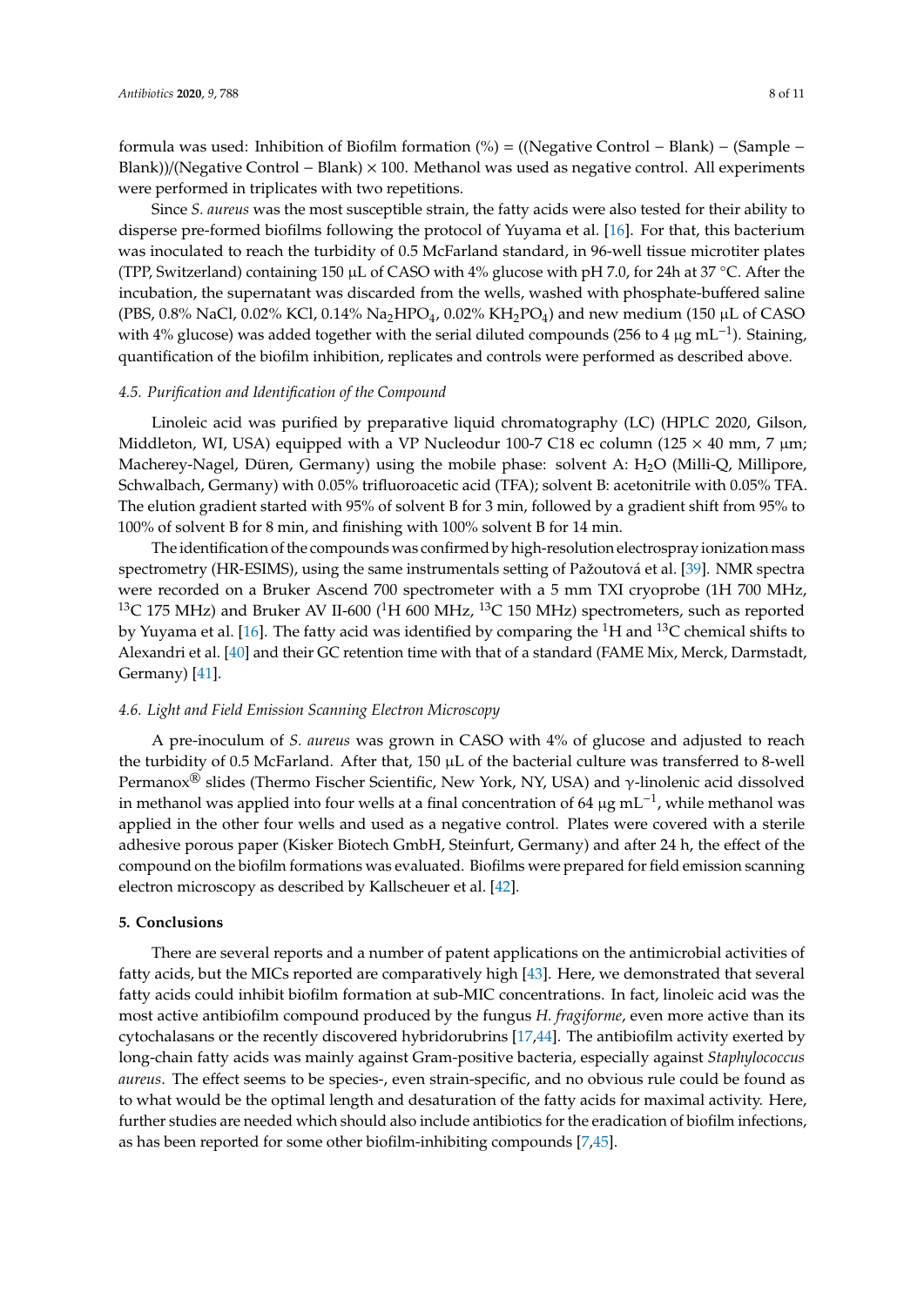formula was used: Inhibition of Biofilm formation (%) = ((Negative Control − Blank) − (Sample − Blank))/(Negative Control − Blank) × 100. Methanol was used as negative control. All experiments were performed in triplicates with two repetitions.

Since *S. aureus* was the most susceptible strain, the fatty acids were also tested for their ability to disperse pre-formed biofilms following the protocol of Yuyama et al. [16]. For that, this bacterium was inoculated to reach the turbidity of 0.5 McFarland standard, in 96-well tissue microtiter plates (TPP, Switzerland) containing 150 µL of CASO with 4% glucose with pH 7.0, for 24h at 37 °C. After the incubation, the supernatant was discarded from the wells, washed with phosphate-buffered saline (PBS, 0.8% NaCl, 0.02% KCl, 0.14% $Na_2HPO_4$, 0.02% $KH_2PO_4$) and new medium (150 µL of CASO with 4% glucose) was added together with the serial diluted compounds (256 to 4 µg $mL^{-1}$). Staining, quantification of the biofilm inhibition, replicates and controls were performed as described above.

### *4.5. Purification and Identification of the Compound*

Linoleic acid was purified by preparative liquid chromatography (LC) (HPLC 2020, Gilson, Middleton, WI, USA) equipped with a VP Nucleodur 100-7 C18 ec column (125 × 40 mm, 7 µm; Macherey-Nagel, Düren, Germany) using the mobile phase: solvent A: $H_2O$ (Milli-Q, Millipore, Schwalbach, Germany) with 0.05% trifluoroacetic acid (TFA); solvent B: acetonitrile with 0.05% TFA. The elution gradient started with 95% of solvent B for 3 min, followed by a gradient shift from 95% to 100% of solvent B for 8 min, and finishing with 100% solvent B for 14 min.

The identification of the compounds was confirmed by high-resolution electrospray ionization mass spectrometry (HR-ESIMS), using the same instrumentals setting of Pažoutová et al. [39]. NMR spectra were recorded on a Bruker Ascend 700 spectrometer with a 5 mm TXI cryoprobe (1H 700 MHz, $^{13}C$ 175 MHz) and Brüker AV II-600 ($^{1}H$ 600 MHz, $^{13}C$ 150 MHz) spectrometers, such as reported by Yuyama et al. [16]. The fatty acid was identified by comparing the $^{1}H$ and $^{13}C$ chemical shifts to Alexandri et al. [40] and their GC retention time with that of a standard (FAME Mix, Merck, Darmstadt, Germany) [41].

### *4.6. Light and Field Emission Scanning Electron Microscopy*

A pre-inoculum of *S. aureus* was grown in CASO with 4% of glucose and adjusted to reach the turbidity of 0.5 McFarland. After that, 150 µL of the bacterial culture was transferred to 8-well Permanox® slides (Thermo Fischer Scientific, New York, NY, USA) and γ-linolenic acid dissolved in methanol was applied into four wells at a final concentration of 64 µg $mL^{-1}$, while methanol was applied in the other four wells and used as a negative control. Plates were covered with a sterile adhesive porous paper (Kisker Biotech GmbH, Steinfurt, Germany) and after 24 h, the effect of the compound on the biofilm formations was evaluated. Biofilms were prepared for field emission scanning electron microscopy as described by Kallscheuer et al. [42].

## 5. Conclusions

There are several reports and a number of patent applications on the antimicrobial activities of fatty acids, but the MICs reported are comparatively high [43]. Here, we demonstrated that several fatty acids could inhibit biofilm formation at sub-MIC concentrations. In fact, linoleic acid was the most active antibiofilm compound produced by the fungus *H. fragiforme*, even more active than its cytochalasans or the recently discovered hybridorubrins [17,44]. The antibiofilm activity exerted by long-chain fatty acids was mainly against Gram-positive bacteria, especially against *Staphylococcus aureus*. The effect seems to be species-, even strain-specific, and no obvious rule could be found as to what would be the optimal length and desaturation of the fatty acids for maximal activity. Here, further studies are needed which should also include antibiotics for the eradication of biofilm infections, as has been reported for some other biofilm-inhibiting compounds [7,45].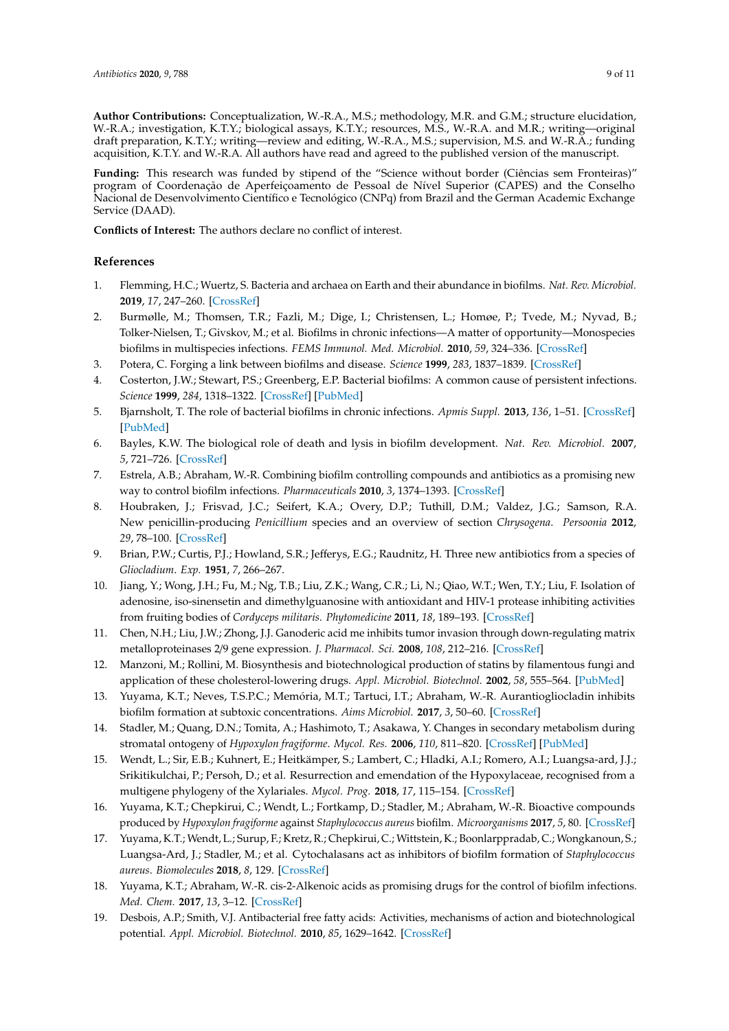**Author Contributions:** Conceptualization, W.-R.A., M.S.; methodology, M.R. and G.M.; structure elucidation, W.-R.A.; investigation, K.T.Y.; biological assays, K.T.Y.; resources, M.S., W.-R.A. and M.R.; writing—original draft preparation, K.T.Y.; writing—review and editing, W.-R.A., M.S.; supervision, M.S. and W.-R.A.; funding acquisition, K.T.Y. and W.-R.A. All authors have read and agreed to the published version of the manuscript.

**Funding:** This research was funded by stipend of the "Science without border (Ciências sem Fronteiras)" program of Coordenação de Aperfeiçoamento de Pessoal de Nível Superior (CAPES) and the Conselho Nacional de Desenvolvimento Científico e Tecnológico (CNPq) from Brazil and the German Academic Exchange Service (DAAD).

**Conflicts of Interest:** The authors declare no conflict of interest.

## References

1. Flemming, H.C.; Wuertz, S. Bacteria and archaea on Earth and their abundance in biofilms. *Nat. Rev. Microbiol.* **2019**, *17*, 247–260. [CrossRef]
2. Burmølle, M.; Thomsen, T.R.; Fazli, M.; Dige, I.; Christensen, L.; Homøe, P.; Tvede, M.; Nyvad, B.; Tolker-Nielsen, T.; Givskov, M.; et al. Biofilms in chronic infections—A matter of opportunity—Monospecies biofilms in multispecies infections. *FEMS Immunol. Med. Microbiol.* **2010**, *59*, 324–336. [CrossRef]
3. Potera, C. Forging a link between biofilms and disease. *Science* **1999**, *283*, 1837–1839. [CrossRef]
4. Costerton, J.W.; Stewart, P.S.; Greenberg, E.P. Bacterial biofilms: A common cause of persistent infections. *Science* **1999**, *284*, 1318–1322. [CrossRef] [PubMed]
5. Bjarnsholt, T. The role of bacterial biofilms in chronic infections. *Apmis Suppl.* **2013**, *136*, 1–51. [CrossRef] [PubMed]
6. Bayles, K.W. The biological role of death and lysis in biofilm development. *Nat. Rev. Microbiol.* **2007**, *5*, 721–726. [CrossRef]
7. Estrela, A.B.; Abraham, W.-R. Combining biofilm controlling compounds and antibiotics as a promising new way to control biofilm infections. *Pharmaceuticals* **2010**, *3*, 1374–1393. [CrossRef]
8. Houbraken, J.; Frisvad, J.C.; Seifert, K.A.; Overy, D.P.; Tuthill, D.M.; Valdez, J.G.; Samson, R.A. New penicillin-producing *Penicillium* species and an overview of section *Chrysogena*. *Persoonia* **2012**, *29*, 78–100. [CrossRef]
9. Brian, P.W.; Curtis, P.J.; Howland, S.R.; Jefferys, E.G.; Raudnitz, H. Three new antibiotics from a species of *Gliocladium*. *Exp.* **1951**, *7*, 266–267.
10. Jiang, Y.; Wong, J.H.; Fu, M.; Ng, T.B.; Liu, Z.K.; Wang, C.R.; Li, N.; Qiao, W.T.; Wen, T.Y.; Liu, F. Isolation of adenosine, iso-sinensetin and dimethylguanosine with antioxidant and HIV-1 protease inhibiting activities from fruiting bodies of *Cordyceps militaris*. *Phytomedicine* **2011**, *18*, 189–193. [CrossRef]
11. Chen, N.H.; Liu, J.W.; Zhong, J.J. Ganoderic acid me inhibits tumor invasion through down-regulating matrix metalloproteinases 2/9 gene expression. *J. Pharmacol. Sci.* **2008**, *108*, 212–216. [CrossRef]
12. Manzoni, M.; Rollini, M. Biosynthesis and biotechnological production of statins by filamentous fungi and application of these cholesterol-lowering drugs. *Appl. Microbiol. Biotechnol.* **2002**, *58*, 555–564. [PubMed]
13. Yuyama, K.T.; Neves, T.S.P.C.; Memória, M.T.; Tartuci, I.T.; Abraham, W.-R. Aurantiogliocladin inhibits biofilm formation at subtoxic concentrations. *Aims Microbiol.* **2017**, *3*, 50–60. [CrossRef]
14. Stadler, M.; Quang, D.N.; Tomita, A.; Hashimoto, T.; Asakawa, Y. Changes in secondary metabolism during stromatal ontogeny of *Hypoxylon fragiforme*. *Mycol. Res.* **2006**, *110*, 811–820. [CrossRef] [PubMed]
15. Wendt, L.; Sir, E.B.; Kuhnert, E.; Heitkämper, S.; Lambert, C.; Hladki, A.I.; Romero, A.I.; Luangsa-ard, J.J.; Srikitikulchai, P.; Persoh, D.; et al. Resurrection and emendation of the Hypoxylaceae, recognised from a multigene phylogeny of the Xylariales. *Mycol. Prog.* **2018**, *17*, 115–154. [CrossRef]
16. Yuyama, K.T.; Chepkirui, C.; Wendt, L.; Fortkamp, D.; Stadler, M.; Abraham, W.-R. Bioactive compounds produced by *Hypoxylon fragiforme* against *Staphylococcus aureus* biofilm. *Microorganisms* **2017**, *5*, 80. [CrossRef]
17. Yuyama, K.T.; Wendt, L.; Surup, F.; Kretz, R.; Chepkirui, C.; Wittstein, K.; Boonlarppradab, C.; Wongkanoun, S.; Luangsa-Ard, J.; Stadler, M.; et al. Cytochalasans act as inhibitors of biofilm formation of *Staphylococcus aureus*. *Biomolecules* **2018**, *8*, 129. [CrossRef]
18. Yuyama, K.T.; Abraham, W.-R. cis-2-Alkenoic acids as promising drugs for the control of biofilm infections. *Med. Chem.* **2017**, *13*, 3–12. [CrossRef]
19. Desbois, A.P.; Smith, V.J. Antibacterial free fatty acids: Activities, mechanisms of action and biotechnological potential. *Appl. Microbiol. Biotechnol.* **2010**, *85*, 1629–1642. [CrossRef]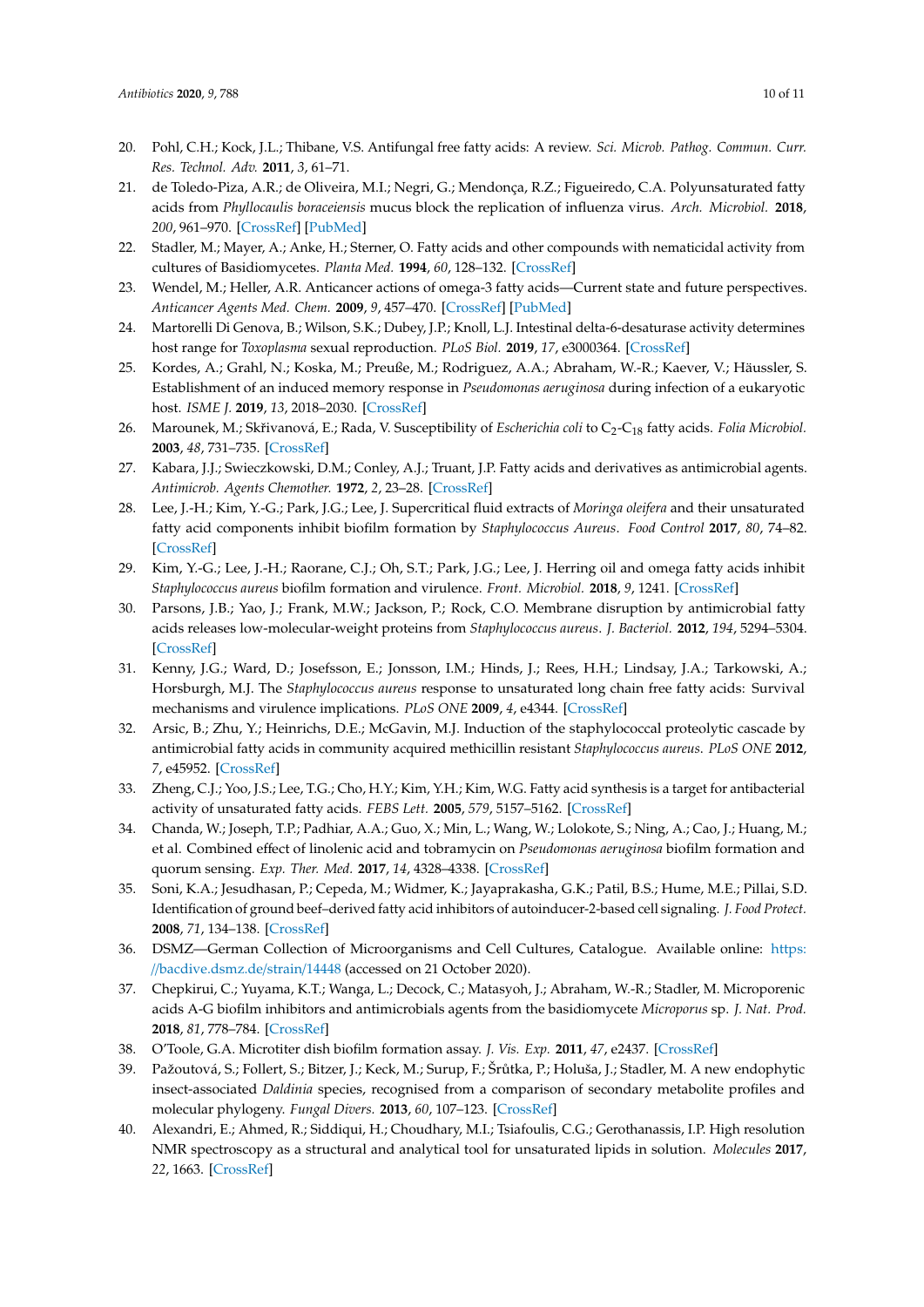20. Pohl, C.H.; Kock, J.L.; Thibane, V.S. Antifungal free fatty acids: A review. *Sci. Microb. Pathog. Commun. Curr. Res. Technol. Adv.* **2011**, *3*, 61–71.
21. de Toledo-Piza, A.R.; de Oliveira, M.I.; Negri, G.; Mendonça, R.Z.; Figueiredo, C.A. Polyunsaturated fatty acids from *Phyllocaulis boraceiensis* mucus block the replication of influenza virus. *Arch. Microbiol.* **2018**, *200*, 961–970. [CrossRef] [PubMed]
22. Stadler, M.; Mayer, A.; Anke, H.; Sterner, O. Fatty acids and other compounds with nematicidal activity from cultures of Basidiomycetes. *Planta Med.* **1994**, *60*, 128–132. [CrossRef]
23. Wendel, M.; Heller, A.R. Anticancer actions of omega-3 fatty acids—Current state and future perspectives. *Anticancer Agents Med. Chem.* **2009**, *9*, 457–470. [CrossRef] [PubMed]
24. Martorelli Di Genova, B.; Wilson, S.K.; Dubey, J.P.; Knoll, L.J. Intestinal delta-6-desaturase activity determines host range for *Toxoplasma* sexual reproduction. *PLoS Biol.* **2019**, *17*, e3000364. [CrossRef]
25. Kordes, A.; Grahl, N.; Koska, M.; Preuße, M.; Rodriguez, A.A.; Abraham, W.-R.; Kaever, V.; Häussler, S. Establishment of an induced memory response in *Pseudomonas aeruginosa* during infection of a eukaryotic host. *ISME J.* **2019**, *13*, 2018–2030. [CrossRef]
26. Marounek, M.; Skřivanová, E.; Rada, V. Susceptibility of *Escherichia coli* to $C_2$-$C_{18}$ fatty acids. *Folia Microbiol.* **2003**, *48*, 731–735. [CrossRef]
27. Kabara, J.J.; Swieczkowski, D.M.; Conley, A.J.; Truant, J.P. Fatty acids and derivatives as antimicrobial agents. *Antimicrob. Agents Chemother.* **1972**, *2*, 23–28. [CrossRef]
28. Lee, J.-H.; Kim, Y.-G.; Park, J.G.; Lee, J. Supercritical fluid extracts of *Moringa oleifera* and their unsaturated fatty acid components inhibit biofilm formation by *Staphylococcus Aureus*. *Food Control* **2017**, *80*, 74–82. [CrossRef]
29. Kim, Y.-G.; Lee, J.-H.; Raorane, C.J.; Oh, S.T.; Park, J.G.; Lee, J. Herring oil and omega fatty acids inhibit *Staphylococcus aureus* biofilm formation and virulence. *Front. Microbiol.* **2018**, *9*, 1241. [CrossRef]
30. Parsons, J.B.; Yao, J.; Frank, M.W.; Jackson, P.; Rock, C.O. Membrane disruption by antimicrobial fatty acids releases low-molecular-weight proteins from *Staphylococcus aureus*. *J. Bacteriol.* **2012**, *194*, 5294–5304. [CrossRef]
31. Kenny, J.G.; Ward, D.; Josefsson, E.; Jonsson, I.M.; Hinds, J.; Rees, H.H.; Lindsay, J.A.; Tarkowski, A.; Horsburgh, M.J. The *Staphylococcus aureus* response to unsaturated long chain free fatty acids: Survival mechanisms and virulence implications. *PLoS ONE* **2009**, *4*, e4344. [CrossRef]
32. Arsic, B.; Zhu, Y.; Heinrichs, D.E.; McGavin, M.J. Induction of the staphylococcal proteolytic cascade by antimicrobial fatty acids in community acquired methicillin resistant *Staphylococcus aureus*. *PLoS ONE* **2012**, *7*, e45952. [CrossRef]
33. Zheng, C.J.; Yoo, J.S.; Lee, T.G.; Cho, H.Y.; Kim, Y.H.; Kim, W.G. Fatty acid synthesis is a target for antibacterial activity of unsaturated fatty acids. *FEBS Lett.* **2005**, *579*, 5157–5162. [CrossRef]
34. Chanda, W.; Joseph, T.P.; Padhiar, A.A.; Guo, X.; Min, L.; Wang, W.; Lolokote, S.; Ning, A.; Cao, J.; Huang, M.; et al. Combined effect of linolenic acid and tobramycin on *Pseudomonas aeruginosa* biofilm formation and quorum sensing. *Exp. Ther. Med.* **2017**, *14*, 4328–4338. [CrossRef]
35. Soni, K.A.; Jesudhasan, P.; Cepeda, M.; Widmer, K.; Jayaprakasha, G.K.; Patil, B.S.; Hume, M.E.; Pillai, S.D. Identification of ground beef–derived fatty acid inhibitors of autoinducer-2-based cell signaling. *J. Food Protect.* **2008**, *71*, 134–138. [CrossRef]
36. DSMZ—German Collection of Microorganisms and Cell Cultures, Catalogue. Available online: https://bacdive.dsmz.de/strain/14448 (accessed on 21 October 2020).
37. Chepkirui, C.; Yuyama, K.T.; Wanga, L.; Decock, C.; Matasyoh, J.; Abraham, W.-R.; Stadler, M. Microporenic acids A-G biofilm inhibitors and antimicrobials agents from the basidiomycete *Microporus* sp. *J. Nat. Prod.* **2018**, *81*, 778–784. [CrossRef]
38. O'Toole, G.A. Microtiter dish biofilm formation assay. *J. Vis. Exp.* **2011**, *47*, e2437. [CrossRef]
39. Pažoutová, S.; Follert, S.; Bitzer, J.; Keck, M.; Surup, F.; Šrůtka, P.; Holuša, J.; Stadler, M. A new endophytic insect-associated *Daldinia* species, recognised from a comparison of secondary metabolite profiles and molecular phylogeny. *Fungal Divers.* **2013**, *60*, 107–123. [CrossRef]
40. Alexandri, E.; Ahmed, R.; Siddiqui, H.; Choudhary, M.I.; Tsiafoulis, C.G.; Gerothanassis, I.P. High resolution NMR spectroscopy as a structural and analytical tool for unsaturated lipids in solution. *Molecules* **2017**, *22*, 1663. [CrossRef]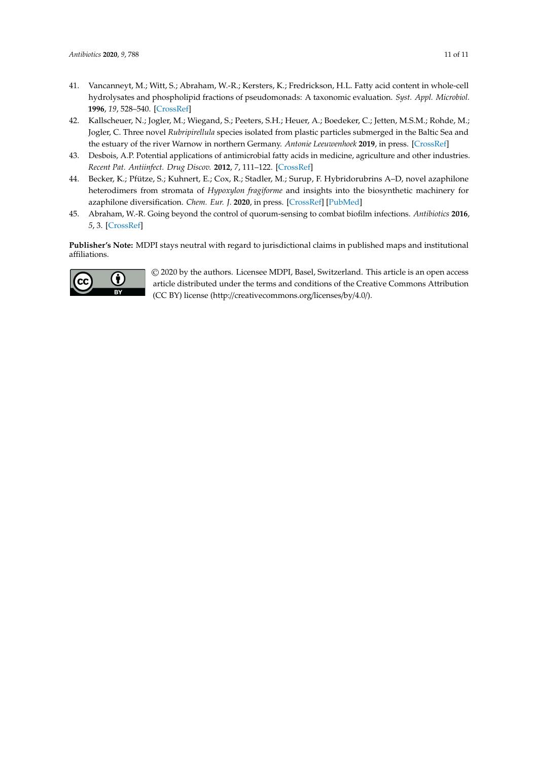41. Vancanneyt, M.; Witt, S.; Abraham, W.-R.; Kersters, K.; Fredrickson, H.L. Fatty acid content in whole-cell hydrolysates and phospholipid fractions of pseudomonads: A taxonomic evaluation. *Syst. Appl. Microbiol.* **1996**, *19*, 528–540. [CrossRef]
42. Kallscheuer, N.; Jogler, M.; Wiegand, S.; Peeters, S.H.; Heuer, A.; Boedeker, C.; Jetten, M.S.M.; Rohde, M.; Jogler, C. Three novel *Rubripirellula* species isolated from plastic particles submerged in the Baltic Sea and the estuary of the river Warnow in northern Germany. *Antonie Leeuwenhoek* **2019**, in press. [CrossRef]
43. Desbois, A.P. Potential applications of antimicrobial fatty acids in medicine, agriculture and other industries. *Recent Pat. Antiinfect. Drug Discov.* **2012**, *7*, 111–122. [CrossRef]
44. Becker, K.; Pfütze, S.; Kuhnert, E.; Cox, R.; Stadler, M.; Surup, F. Hybridorubrins A–D, novel azaphilone heterodimers from stromata of *Hypoxylon fragiforme* and insights into the biosynthetic machinery for azaphilone diversification. *Chem. Eur. J.* **2020**, in press. [CrossRef] [PubMed]
45. Abraham, W.-R. Going beyond the control of quorum-sensing to combat biofilm infections. *Antibiotics* **2016**, *5*, 3. [CrossRef]

**Publisher's Note:** MDPI stays neutral with regard to jurisdictional claims in published maps and institutional affiliations.

© 2020 by the authors. Licensee MDPI, Basel, Switzerland. This article is an open access article distributed under the terms and conditions of the Creative Commons Attribution (CC BY) license (http://creativecommons.org/licenses/by/4.0/).